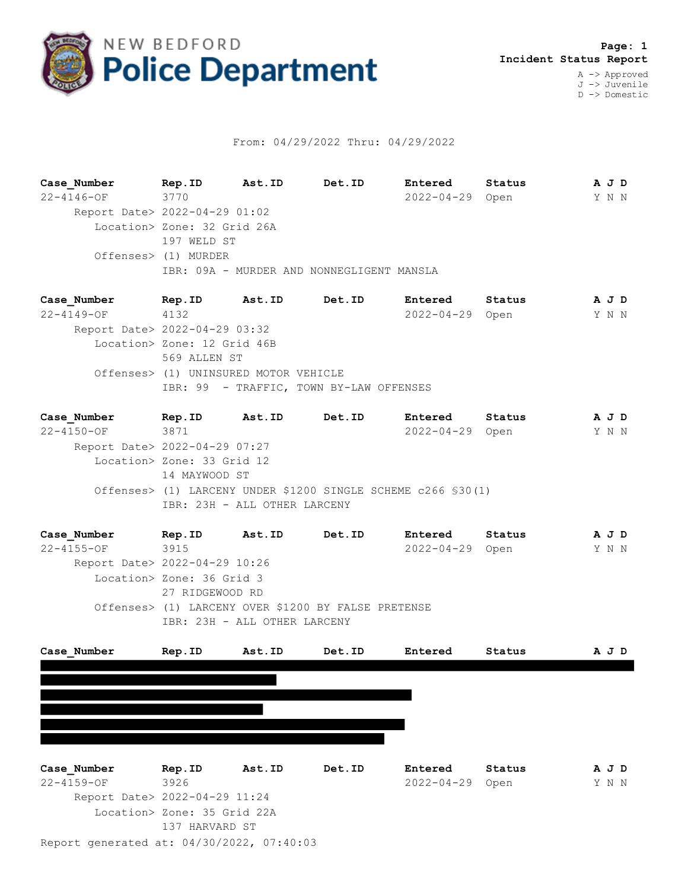# NEW BEDFORD Police Department

**Page: 1**
**Incident Status Report**

A -> Approved
J -> Juvenile
D -> Domestic

From: 04/29/2022 Thru: 04/29/2022

| Case_Number | Rep.ID | Ast.ID | Det.ID | Entered | Status | A J D |
|---|---|---|---|---|---|---|
| 22-4146-OF | 3770 | | | 2022-04-29 | Open | Y N N |

Report Date> 2022-04-29 01:02
Location> Zone: 32 Grid 26A
197 WELD ST
Offenses> (1) MURDER
IBR: 09A - MURDER AND NONNEGLIGENT MANSLA

| Case_Number | Rep.ID | Ast.ID | Det.ID | Entered | Status | A J D |
|---|---|---|---|---|---|---|
| 22-4149-OF | 4132 | | | 2022-04-29 | Open | Y N N |

Report Date> 2022-04-29 03:32
Location> Zone: 12 Grid 46B
569 ALLEN ST
Offenses> (1) UNINSURED MOTOR VEHICLE
IBR: 99 - TRAFFIC, TOWN BY-LAW OFFENSES

| Case_Number | Rep.ID | Ast.ID | Det.ID | Entered | Status | A J D |
|---|---|---|---|---|---|---|
| 22-4150-OF | 3871 | | | 2022-04-29 | Open | Y N N |

Report Date> 2022-04-29 07:27
Location> Zone: 33 Grid 12
14 MAYWOOD ST
Offenses> (1) LARCENY UNDER $1200 SINGLE SCHEME c266 §30(1)
IBR: 23H - ALL OTHER LARCENY

| Case_Number | Rep.ID | Ast.ID | Det.ID | Entered | Status | A J D |
|---|---|---|---|---|---|---|
| 22-4155-OF | 3915 | | | 2022-04-29 | Open | Y N N |

Report Date> 2022-04-29 10:26
Location> Zone: 36 Grid 3
27 RIDGEWOOD RD
Offenses> (1) LARCENY OVER $1200 BY FALSE PRETENSE
IBR: 23H - ALL OTHER LARCENY

| Case_Number | Rep.ID | Ast.ID | Det.ID | Entered | Status | A J D |
|---|---|---|---|---|---|---|
| [REDACTED] | | | | | | |

| Case_Number | Rep.ID | Ast.ID | Det.ID | Entered | Status | A J D |
|---|---|---|---|---|---|---|
| 22-4159-OF | 3926 | | | 2022-04-29 | Open | Y N N |

Report Date> 2022-04-29 11:24
Location> Zone: 35 Grid 22A
137 HARVARD ST

Report generated at: 04/30/2022, 07:40:03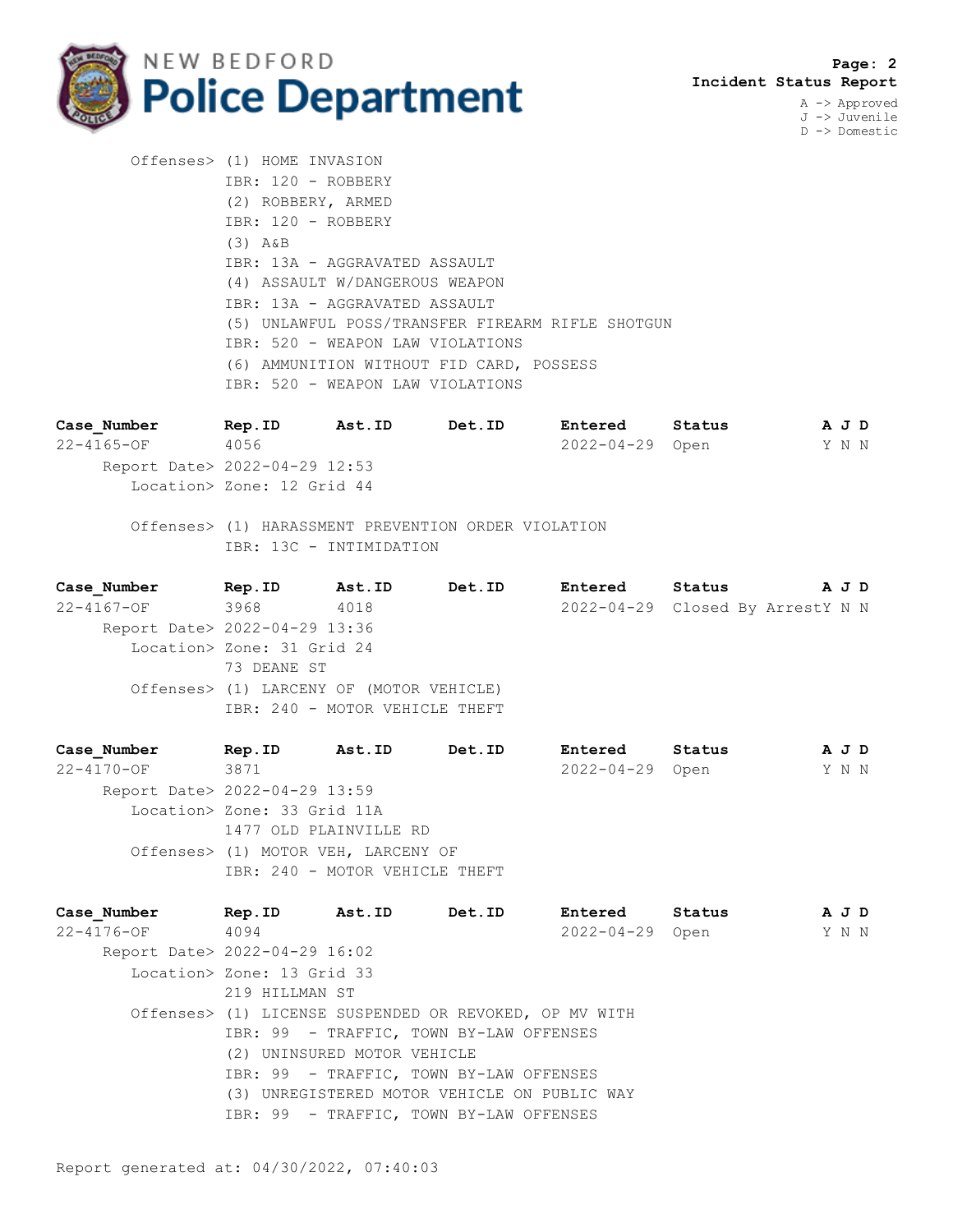Offenses> (1) HOME INVASION
IBR: 120 - ROBBERY
(2) ROBBERY, ARMED
IBR: 120 - ROBBERY
(3) A&B
IBR: 13A - AGGRAVATED ASSAULT
(4) ASSAULT W/DANGEROUS WEAPON
IBR: 13A - AGGRAVATED ASSAULT
(5) UNLAWFUL POSS/TRANSFER FIREARM RIFLE SHOTGUN
IBR: 520 - WEAPON LAW VIOLATIONS
(6) AMMUNITION WITHOUT FID CARD, POSSESS
IBR: 520 - WEAPON LAW VIOLATIONS

| Case_Number | Rep.ID | Ast.ID | Det.ID | Entered | Status | A | J | D |
|---|---|---|---|---|---|---|---|---|
| 22-4165-OF | 4056 | | | 2022-04-29 | Open | Y | N | N |

Report Date> 2022-04-29 12:53
Location> Zone: 12 Grid 44

Offenses> (1) HARASSMENT PREVENTION ORDER VIOLATION
IBR: 13C - INTIMIDATION

| Case_Number | Rep.ID | Ast.ID | Det.ID | Entered | Status | A | J | D |
|---|---|---|---|---|---|---|---|---|
| 22-4167-OF | 3968 | 4018 | | 2022-04-29 | Closed By Arrest | Y | N | N |

Report Date> 2022-04-29 13:36
Location> Zone: 31 Grid 24
73 DEANE ST
Offenses> (1) LARCENY OF (MOTOR VEHICLE)
IBR: 240 - MOTOR VEHICLE THEFT

| Case_Number | Rep.ID | Ast.ID | Det.ID | Entered | Status | A | J | D |
|---|---|---|---|---|---|---|---|---|
| 22-4170-OF | 3871 | | | 2022-04-29 | Open | Y | N | N |

Report Date> 2022-04-29 13:59
Location> Zone: 33 Grid 11A
1477 OLD PLAINVILLE RD
Offenses> (1) MOTOR VEH, LARCENY OF
IBR: 240 - MOTOR VEHICLE THEFT

| Case_Number | Rep.ID | Ast.ID | Det.ID | Entered | Status | A | J | D |
|---|---|---|---|---|---|---|---|---|
| 22-4176-OF | 4094 | | | 2022-04-29 | Open | Y | N | N |

Report Date> 2022-04-29 16:02
Location> Zone: 13 Grid 33
219 HILLMAN ST
Offenses> (1) LICENSE SUSPENDED OR REVOKED, OP MV WITH
IBR: 99 - TRAFFIC, TOWN BY-LAW OFFENSES
(2) UNINSURED MOTOR VEHICLE
IBR: 99 - TRAFFIC, TOWN BY-LAW OFFENSES
(3) UNREGISTERED MOTOR VEHICLE ON PUBLIC WAY
IBR: 99 - TRAFFIC, TOWN BY-LAW OFFENSES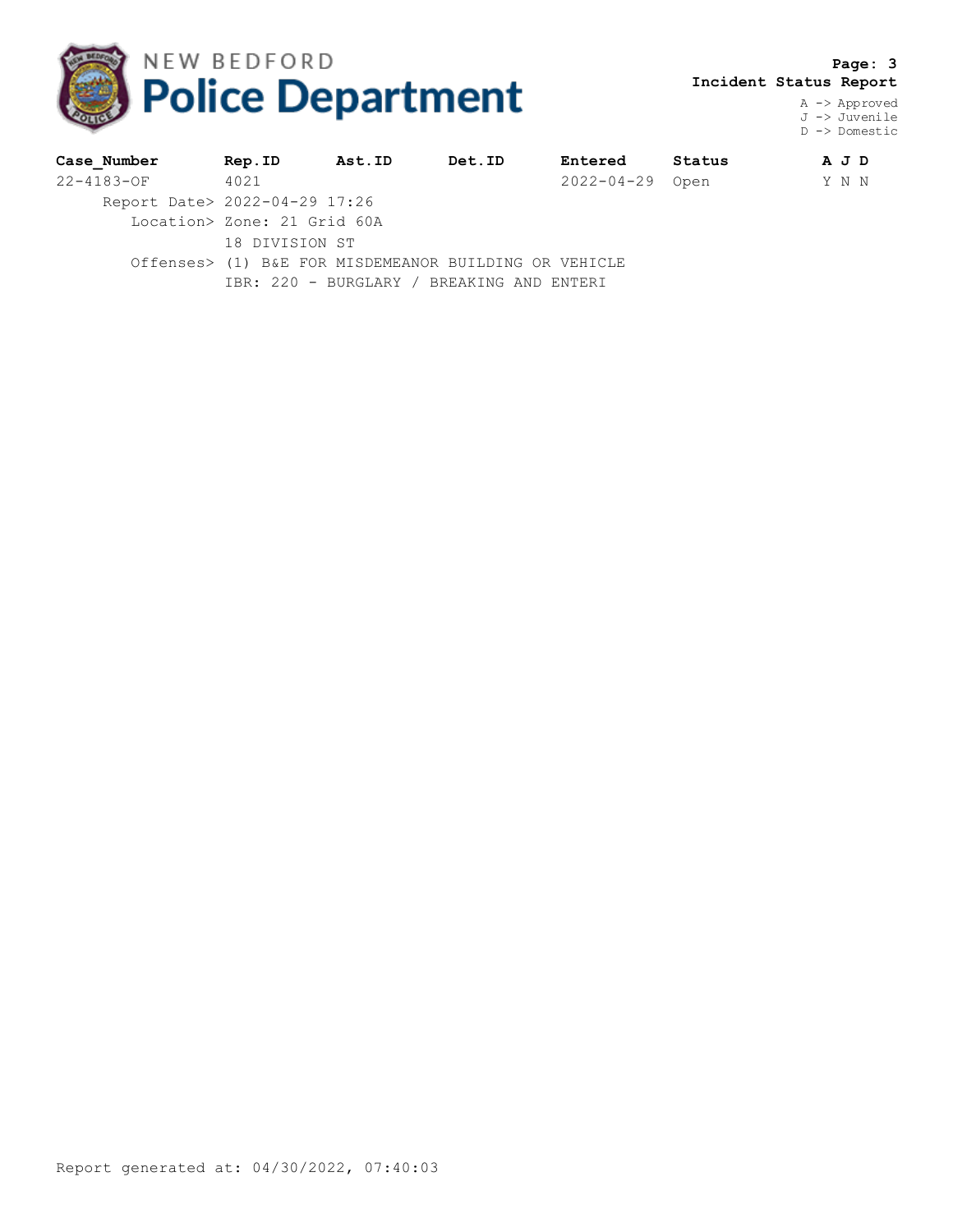# NEW BEDFORD Police Department

**Incident Status Report**

A -> Approved
J -> Juvenile
D -> Domestic

| Case_Number | Rep.ID | Ast.ID | Det.ID | Entered | Status | A | J | D |
|---|---|---|---|---|---|---|---|---|
| 22-4183-OF | 4021 | | | 2022-04-29 | Open | Y | N | N |

Report Date> 2022-04-29 17:26
Location> Zone: 21 Grid 60A
18 DIVISION ST
Offenses> (1) B&E FOR MISDEMEANOR BUILDING OR VEHICLE
IBR: 220 - BURGLARY / BREAKING AND ENTERI

Report generated at: 04/30/2022, 07:40:03